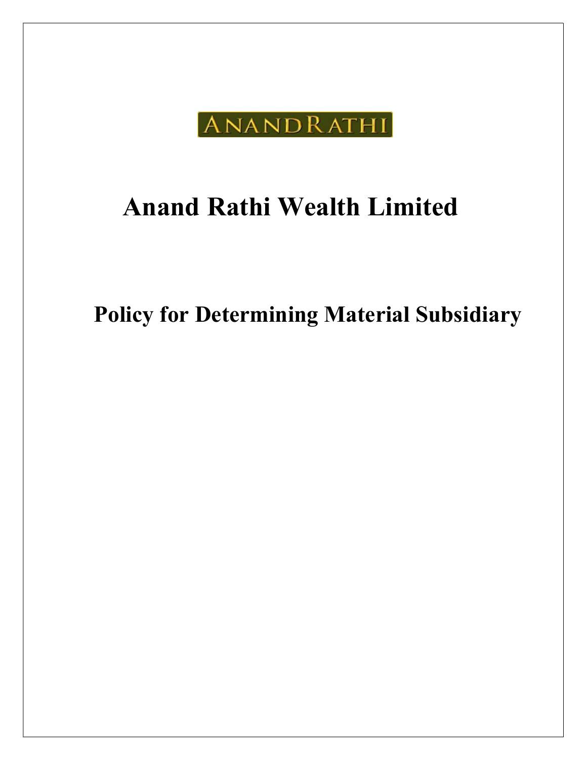ANANDRATHI

# Anand Rathi Wealth Limited

## Policy for Determining Material Subsidiary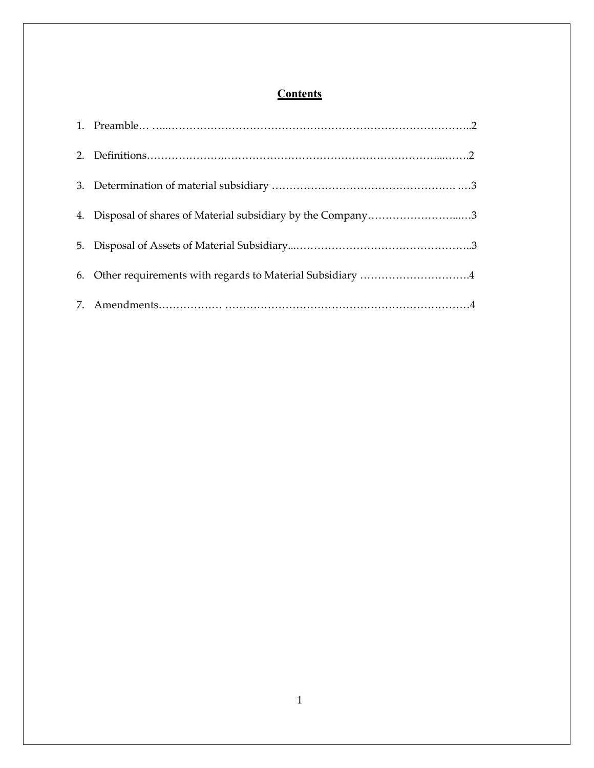## Contents

1. Preamble… …..…………………………………………………………………………..2
2. Definitions…………………..………………………………………………………...…….2
3. Determination of material subsidiary ……………………………………………. ….3
4. Disposal of shares of Material subsidiary by the Company……………………...…3
5. Disposal of Assets of Material Subsidiary...…………………………………………..3
6. Other requirements with regards to Material Subsidiary …………………………4
7. Amendments………………. ……………………………………………………………4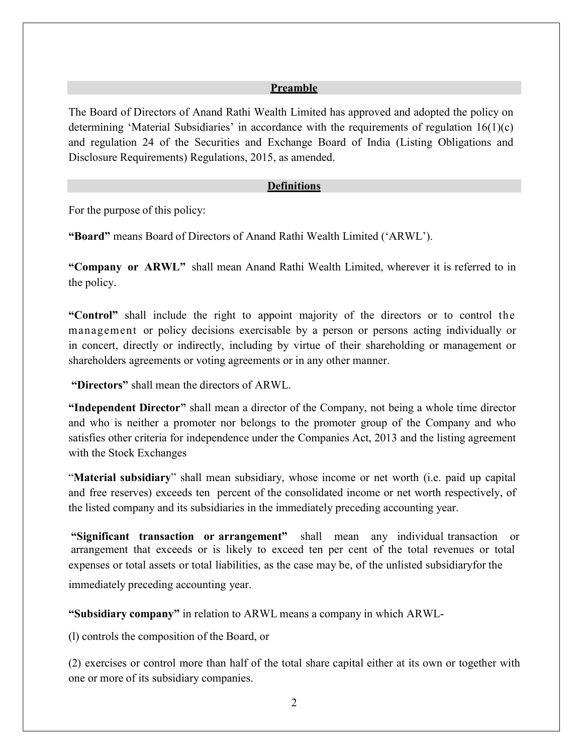## Preamble

The Board of Directors of Anand Rathi Wealth Limited has approved and adopted the policy on determining 'Material Subsidiaries' in accordance with the requirements of regulation 16(1)(c) and regulation 24 of the Securities and Exchange Board of India (Listing Obligations and Disclosure Requirements) Regulations, 2015, as amended.

## Definitions

For the purpose of this policy:

**"Board"** means Board of Directors of Anand Rathi Wealth Limited ('ARWL').

**"Company or ARWL"** shall mean Anand Rathi Wealth Limited, wherever it is referred to in the policy.

**"Control"** shall include the right to appoint majority of the directors or to control the management or policy decisions exercisable by a person or persons acting individually or in concert, directly or indirectly, including by virtue of their shareholding or management or shareholders agreements or voting agreements or in any other manner.

**"Directors"** shall mean the directors of ARWL.

**"Independent Director"** shall mean a director of the Company, not being a whole time director and who is neither a promoter nor belongs to the promoter group of the Company and who satisfies other criteria for independence under the Companies Act, 2013 and the listing agreement with the Stock Exchanges

"**Material subsidiary**" shall mean subsidiary, whose income or net worth (i.e. paid up capital and free reserves) exceeds ten percent of the consolidated income or net worth respectively, of the listed company and its subsidiaries in the immediately preceding accounting year.

**"Significant transaction or arrangement"** shall mean any individual transaction or arrangement that exceeds or is likely to exceed ten per cent of the total revenues or total expenses or total assets or total liabilities, as the case may be, of the unlisted subsidiaryfor the immediately preceding accounting year.

**"Subsidiary company"** in relation to ARWL means a company in which ARWL-

(l) controls the composition of the Board, or

(2) exercises or control more than half of the total share capital either at its own or together with one or more of its subsidiary companies.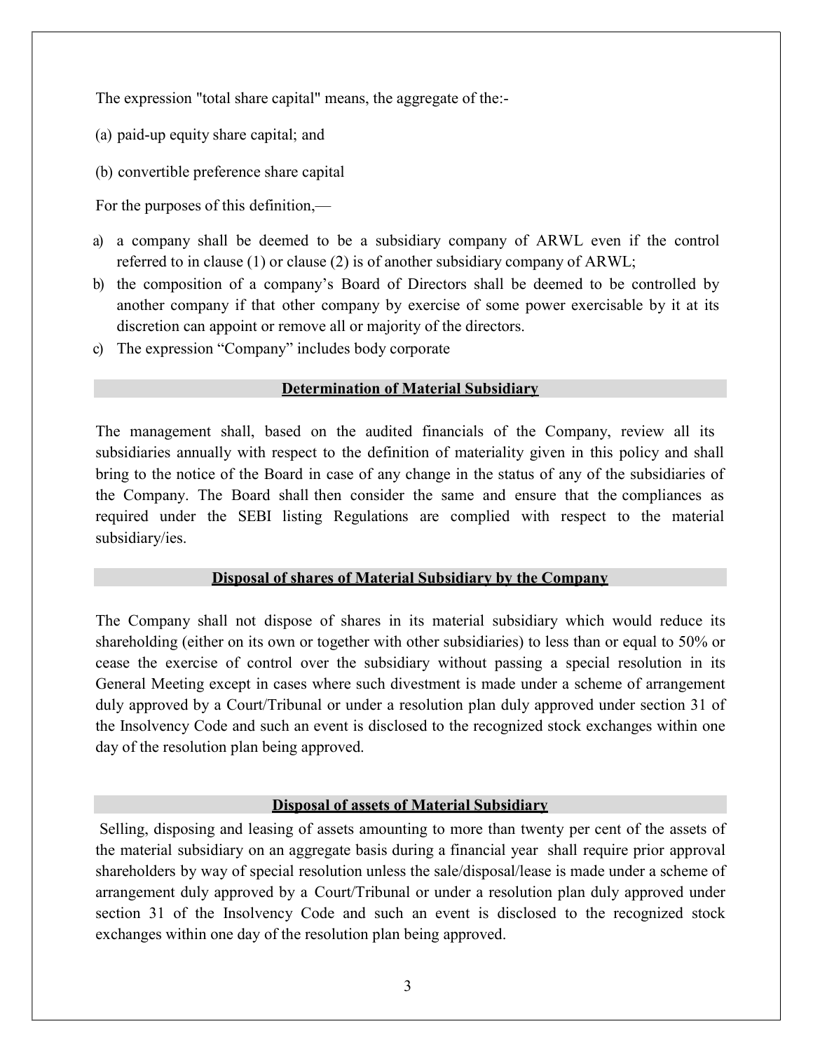The expression "total share capital" means, the aggregate of the:-

(a) paid-up equity share capital; and

(b) convertible preference share capital

For the purposes of this definition,—

a) a company shall be deemed to be a subsidiary company of ARWL even if the control referred to in clause (1) or clause (2) is of another subsidiary company of ARWL;
b) the composition of a company's Board of Directors shall be deemed to be controlled by another company if that other company by exercise of some power exercisable by it at its discretion can appoint or remove all or majority of the directors.
c) The expression "Company" includes body corporate

## Determination of Material Subsidiary

The management shall, based on the audited financials of the Company, review all its subsidiaries annually with respect to the definition of materiality given in this policy and shall bring to the notice of the Board in case of any change in the status of any of the subsidiaries of the Company. The Board shall then consider the same and ensure that the compliances as required under the SEBI listing Regulations are complied with respect to the material subsidiary/ies.

## Disposal of shares of Material Subsidiary by the Company

The Company shall not dispose of shares in its material subsidiary which would reduce its shareholding (either on its own or together with other subsidiaries) to less than or equal to 50% or cease the exercise of control over the subsidiary without passing a special resolution in its General Meeting except in cases where such divestment is made under a scheme of arrangement duly approved by a Court/Tribunal or under a resolution plan duly approved under section 31 of the Insolvency Code and such an event is disclosed to the recognized stock exchanges within one day of the resolution plan being approved.

## Disposal of assets of Material Subsidiary

Selling, disposing and leasing of assets amounting to more than twenty per cent of the assets of the material subsidiary on an aggregate basis during a financial year shall require prior approval shareholders by way of special resolution unless the sale/disposal/lease is made under a scheme of arrangement duly approved by a Court/Tribunal or under a resolution plan duly approved under section 31 of the Insolvency Code and such an event is disclosed to the recognized stock exchanges within one day of the resolution plan being approved.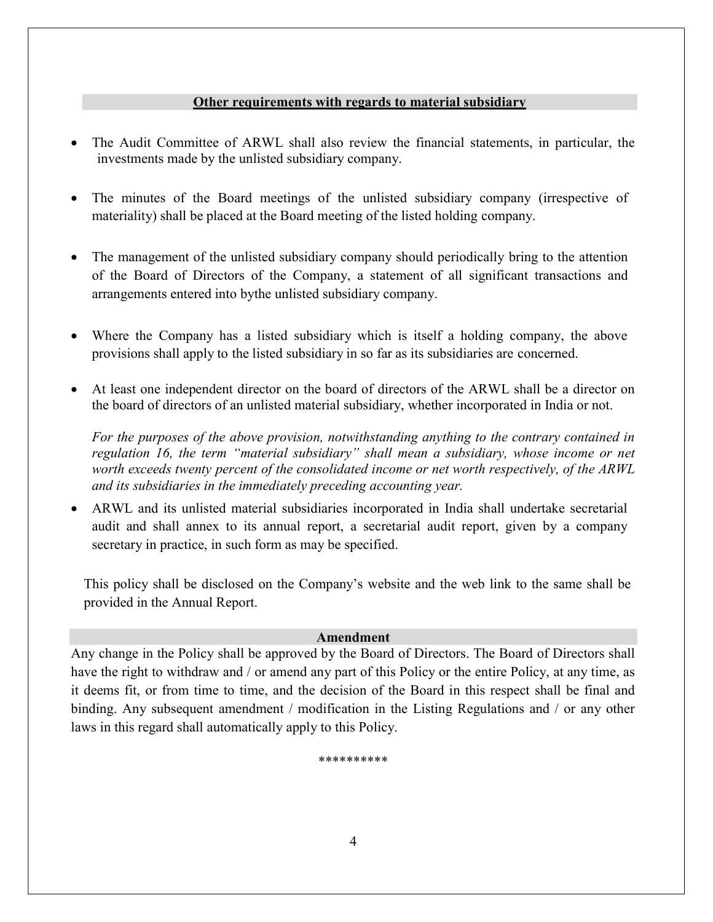## Other requirements with regards to material subsidiary

- The Audit Committee of ARWL shall also review the financial statements, in particular, the investments made by the unlisted subsidiary company.

- The minutes of the Board meetings of the unlisted subsidiary company (irrespective of materiality) shall be placed at the Board meeting of the listed holding company.

- The management of the unlisted subsidiary company should periodically bring to the attention of the Board of Directors of the Company, a statement of all significant transactions and arrangements entered into bythe unlisted subsidiary company.

- Where the Company has a listed subsidiary which is itself a holding company, the above provisions shall apply to the listed subsidiary in so far as its subsidiaries are concerned.

- At least one independent director on the board of directors of the ARWL shall be a director on the board of directors of an unlisted material subsidiary, whether incorporated in India or not.

  *For the purposes of the above provision, notwithstanding anything to the contrary contained in regulation 16, the term "material subsidiary" shall mean a subsidiary, whose income or net worth exceeds twenty percent of the consolidated income or net worth respectively, of the ARWL and its subsidiaries in the immediately preceding accounting year.*

- ARWL and its unlisted material subsidiaries incorporated in India shall undertake secretarial audit and shall annex to its annual report, a secretarial audit report, given by a company secretary in practice, in such form as may be specified.

This policy shall be disclosed on the Company's website and the web link to the same shall be provided in the Annual Report.

## Amendment

Any change in the Policy shall be approved by the Board of Directors. The Board of Directors shall have the right to withdraw and / or amend any part of this Policy or the entire Policy, at any time, as it deems fit, or from time to time, and the decision of the Board in this respect shall be final and binding. Any subsequent amendment / modification in the Listing Regulations and / or any other laws in this regard shall automatically apply to this Policy.

**********